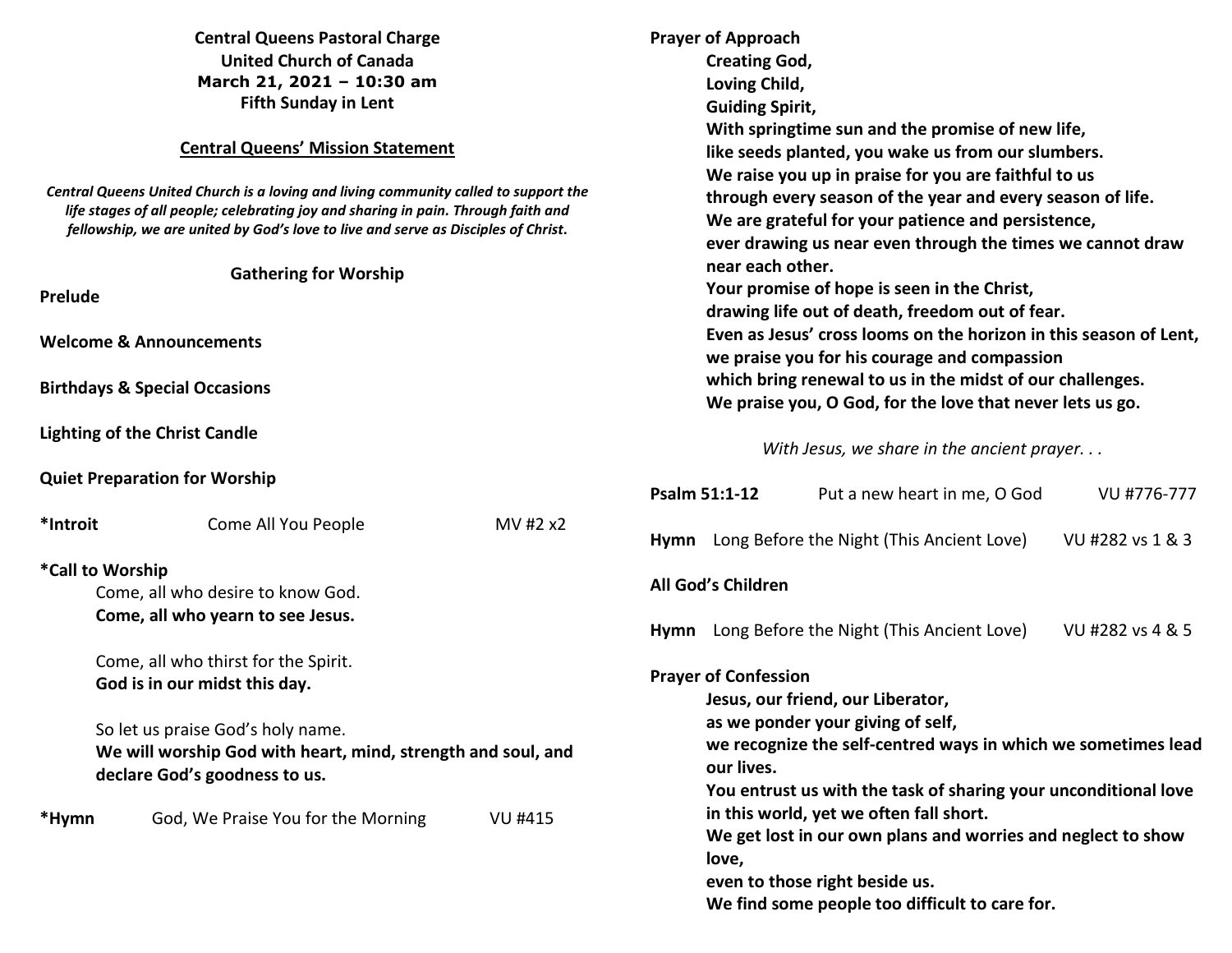**Central Queens Pastoral Charge**
**United Church of Canada**
**March 21, 2021 – 10:30 am**
**Fifth Sunday in Lent**

**Central Queens' Mission Statement**

***Central Queens United Church is a loving and living community called to support the life stages of all people; celebrating joy and sharing in pain. Through faith and fellowship, we are united by God's love to live and serve as Disciples of Christ.***

**Gathering for Worship**

**Prelude**

**Welcome & Announcements**

**Birthdays & Special Occasions**

**Lighting of the Christ Candle**

**Quiet Preparation for Worship**

**\*Introit** Come All You People MV #2 x2

**\*Call to Worship**

Come, all who desire to know God.
**Come, all who yearn to see Jesus.**

Come, all who thirst for the Spirit.
**God is in our midst this day.**

So let us praise God's holy name.
**We will worship God with heart, mind, strength and soul, and declare God's goodness to us.**

**\*Hymn** God, We Praise You for the Morning VU #415

**Prayer of Approach**

**Creating God,**
**Loving Child,**
**Guiding Spirit,**
**With springtime sun and the promise of new life,**
**like seeds planted, you wake us from our slumbers.**
**We raise you up in praise for you are faithful to us**
**through every season of the year and every season of life.**
**We are grateful for your patience and persistence,**
**ever drawing us near even through the times we cannot draw near each other.**
**Your promise of hope is seen in the Christ,**
**drawing life out of death, freedom out of fear.**
**Even as Jesus' cross looms on the horizon in this season of Lent,**
**we praise you for his courage and compassion**
**which bring renewal to us in the midst of our challenges.**
**We praise you, O God, for the love that never lets us go.**

*With Jesus, we share in the ancient prayer. . .*

**Psalm 51:1-12** Put a new heart in me, O God VU #776-777

**Hymn** Long Before the Night (This Ancient Love) VU #282 vs 1 & 3

**All God's Children**

**Hymn** Long Before the Night (This Ancient Love) VU #282 vs 4 & 5

**Prayer of Confession**

**Jesus, our friend, our Liberator,**
**as we ponder your giving of self,**
**we recognize the self-centred ways in which we sometimes lead our lives.**
**You entrust us with the task of sharing your unconditional love in this world, yet we often fall short.**
**We get lost in our own plans and worries and neglect to show love,**
**even to those right beside us.**
**We find some people too difficult to care for.**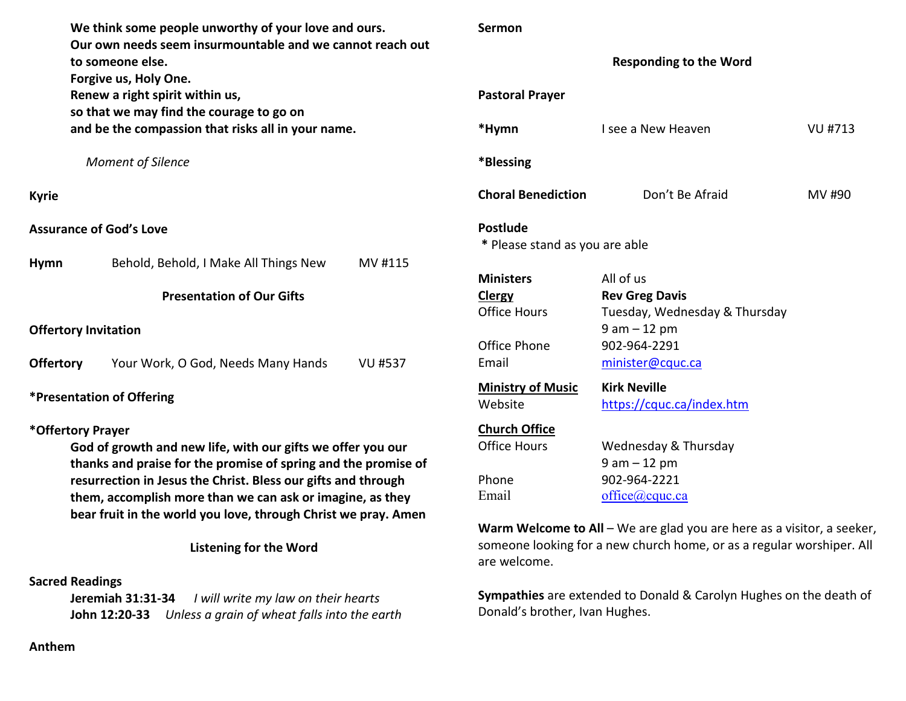**We think some people unworthy of your love and ours.**
**Our own needs seem insurmountable and we cannot reach out to someone else.**
**Forgive us, Holy One.**
**Renew a right spirit within us,**
**so that we may find the courage to go on**
**and be the compassion that risks all in your name.**

*Moment of Silence*

**Kyrie**

**Assurance of God's Love**

**Hymn** Behold, Behold, I Make All Things New MV #115

**Presentation of Our Gifts**

**Offertory Invitation**

**Offertory** Your Work, O God, Needs Many Hands VU #537

***Presentation of Offering**

***Offertory Prayer**

**God of growth and new life, with our gifts we offer you our thanks and praise for the promise of spring and the promise of resurrection in Jesus the Christ. Bless our gifts and through them, accomplish more than we can ask or imagine, as they bear fruit in the world you love, through Christ we pray. Amen**

**Listening for the Word**

**Sacred Readings**

**Jeremiah 31:31-34** *I will write my law on their hearts*
**John 12:20-33** *Unless a grain of wheat falls into the earth*

**Anthem**

**Sermon**

**Responding to the Word**

**Pastoral Prayer**

***Hymn** I see a New Heaven VU #713

***Blessing**

**Choral Benediction** Don't Be Afraid MV #90

**Postlude**

\* Please stand as you are able

**Ministers** All of us
**Clergy** **Rev Greg Davis**
Office Hours Tuesday, Wednesday & Thursday 9 am – 12 pm
Office Phone 902-964-2291
Email minister@cquc.ca

**Ministry of Music** **Kirk Neville**
Website https://cquc.ca/index.htm

**Church Office**
Office Hours Wednesday & Thursday 9 am – 12 pm
Phone 902-964-2221
Email office@cquc.ca

**Warm Welcome to All** – We are glad you are here as a visitor, a seeker, someone looking for a new church home, or as a regular worshiper. All are welcome.

**Sympathies** are extended to Donald & Carolyn Hughes on the death of Donald's brother, Ivan Hughes.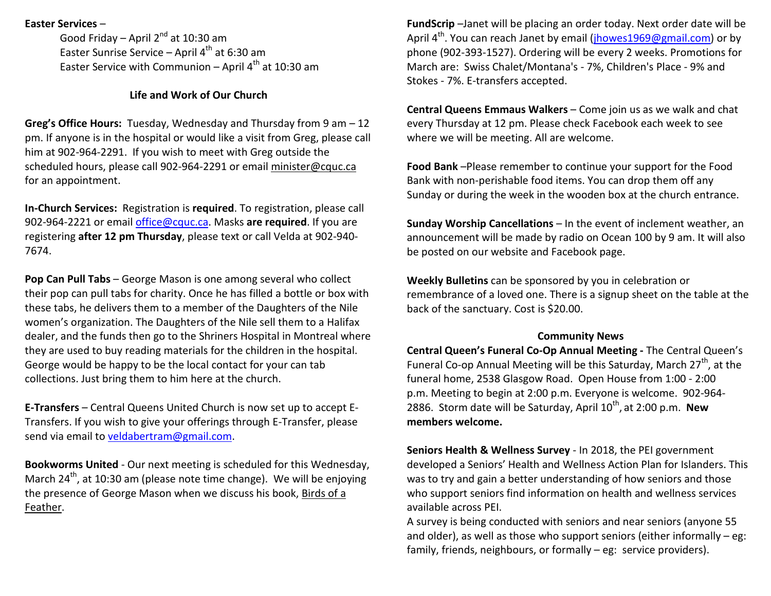**Easter Services** –

Good Friday – April 2nd at 10:30 am
Easter Sunrise Service – April 4th at 6:30 am
Easter Service with Communion – April 4th at 10:30 am

## Life and Work of Our Church

**Greg's Office Hours:** Tuesday, Wednesday and Thursday from 9 am – 12 pm. If anyone is in the hospital or would like a visit from Greg, please call him at 902-964-2291. If you wish to meet with Greg outside the scheduled hours, please call 902-964-2291 or email minister@cquc.ca for an appointment.

**In-Church Services:** Registration is **required**. To registration, please call 902-964-2221 or email office@cquc.ca. Masks **are required**. If you are registering **after 12 pm Thursday**, please text or call Velda at 902-940-7674.

**Pop Can Pull Tabs** – George Mason is one among several who collect their pop can pull tabs for charity. Once he has filled a bottle or box with these tabs, he delivers them to a member of the Daughters of the Nile women's organization. The Daughters of the Nile sell them to a Halifax dealer, and the funds then go to the Shriners Hospital in Montreal where they are used to buy reading materials for the children in the hospital. George would be happy to be the local contact for your can tab collections. Just bring them to him here at the church.

**E-Transfers** – Central Queens United Church is now set up to accept E-Transfers. If you wish to give your offerings through E-Transfer, please send via email to veldabertram@gmail.com.

**Bookworms United** - Our next meeting is scheduled for this Wednesday, March 24th, at 10:30 am (please note time change). We will be enjoying the presence of George Mason when we discuss his book, Birds of a Feather.

**FundScrip** –Janet will be placing an order today. Next order date will be April 4th. You can reach Janet by email (jhowes1969@gmail.com) or by phone (902-393-1527). Ordering will be every 2 weeks. Promotions for March are: Swiss Chalet/Montana's - 7%, Children's Place - 9% and Stokes - 7%. E-transfers accepted.

**Central Queens Emmaus Walkers** – Come join us as we walk and chat every Thursday at 12 pm. Please check Facebook each week to see where we will be meeting. All are welcome.

**Food Bank** –Please remember to continue your support for the Food Bank with non-perishable food items. You can drop them off any Sunday or during the week in the wooden box at the church entrance.

**Sunday Worship Cancellations** – In the event of inclement weather, an announcement will be made by radio on Ocean 100 by 9 am. It will also be posted on our website and Facebook page.

**Weekly Bulletins** can be sponsored by you in celebration or remembrance of a loved one. There is a signup sheet on the table at the back of the sanctuary. Cost is $20.00.

## Community News

**Central Queen's Funeral Co-Op Annual Meeting -** The Central Queen's Funeral Co-op Annual Meeting will be this Saturday, March 27th, at the funeral home, 2538 Glasgow Road. Open House from 1:00 - 2:00 p.m. Meeting to begin at 2:00 p.m. Everyone is welcome. 902-964-2886. Storm date will be Saturday, April 10th, at 2:00 p.m. **New members welcome.**

**Seniors Health & Wellness Survey** - In 2018, the PEI government developed a Seniors' Health and Wellness Action Plan for Islanders. This was to try and gain a better understanding of how seniors and those who support seniors find information on health and wellness services available across PEI.

A survey is being conducted with seniors and near seniors (anyone 55 and older), as well as those who support seniors (either informally – eg: family, friends, neighbours, or formally – eg: service providers).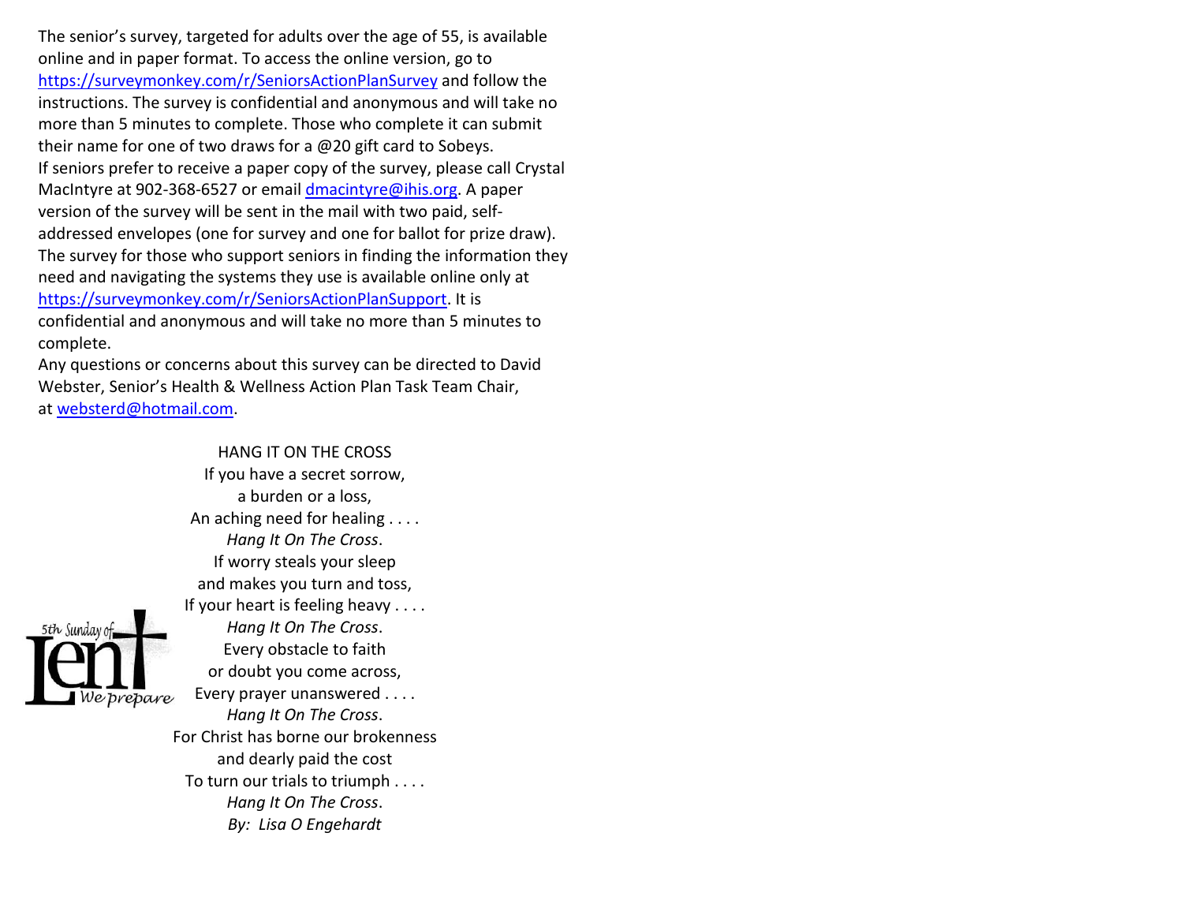The senior's survey, targeted for adults over the age of 55, is available online and in paper format. To access the online version, go to https://surveymonkey.com/r/SeniorsActionPlanSurvey and follow the instructions. The survey is confidential and anonymous and will take no more than 5 minutes to complete. Those who complete it can submit their name for one of two draws for a @20 gift card to Sobeys.
If seniors prefer to receive a paper copy of the survey, please call Crystal MacIntyre at 902-368-6527 or email dmacintyre@ihis.org. A paper version of the survey will be sent in the mail with two paid, self-addressed envelopes (one for survey and one for ballot for prize draw).
The survey for those who support seniors in finding the information they need and navigating the systems they use is available online only at https://surveymonkey.com/r/SeniorsActionPlanSupport. It is confidential and anonymous and will take no more than 5 minutes to complete.
Any questions or concerns about this survey can be directed to David Webster, Senior's Health & Wellness Action Plan Task Team Chair, at websterd@hotmail.com.

5th Sunday of Lent
We prepare

HANG IT ON THE CROSS
If you have a secret sorrow,
a burden or a loss,
An aching need for healing . . . .
*Hang It On The Cross*.
If worry steals your sleep
and makes you turn and toss,
If your heart is feeling heavy . . . .
*Hang It On The Cross*.
Every obstacle to faith
or doubt you come across,
Every prayer unanswered . . . .
*Hang It On The Cross*.
For Christ has borne our brokenness
and dearly paid the cost
To turn our trials to triumph . . . .
*Hang It On The Cross*.
*By: Lisa O Engehardt*